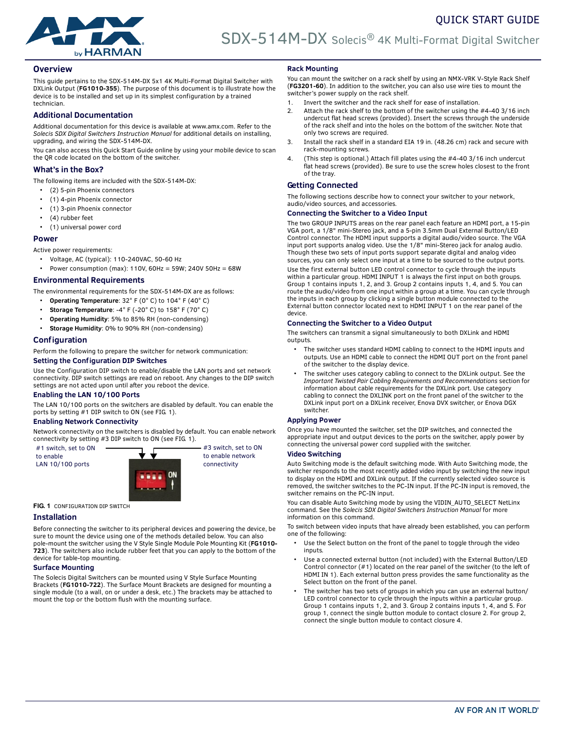# SDX-514M-DX Solecis® 4K Multi-Format Digital Switcher

QUICK START GUIDE

## Overview

This guide pertains to the SDX-514M-DX 5x1 4K Multi-Format Digital Switcher with DXLink Output (**FG1010-355**). The purpose of this document is to illustrate how the device is to be installed and set up in its simplest configuration by a trained technician.

## Additional Documentation

Additional documentation for this device is available at www.amx.com. Refer to the *Solecis SDX Digital Switchers Instruction Manual* for additional details on installing, upgrading, and wiring the SDX-514M-DX.

You can also access this Quick Start Guide online by using your mobile device to scan the QR code located on the bottom of the switcher.

## What's in the Box?

The following items are included with the SDX-514M-DX:

- (2) 5-pin Phoenix connectors
- (1) 4-pin Phoenix connector
- (1) 3-pin Phoenix connector
- (4) rubber feet
- (1) universal power cord

## Power

Active power requirements:

- Voltage, AC (typical): 110-240VAC, 50-60 Hz
- Power consumption (max): 110V, 60Hz = 59W; 240V 50Hz = 68W

## Environmental Requirements

The environmental requirements for the SDX-514M-DX are as follows:

- **Operating Temperature**: 32° F (0° C) to 104° F (40° C)
- **Storage Temperature**: -4° F (-20° C) to 158° F (70° C)
- **Operating Humidity**: 5% to 85% RH (non-condensing)
- **Storage Humidity**: 0% to 90% RH (non-condensing)

## Configuration

Perform the following to prepare the switcher for network communication:

### Setting the Configuration DIP Switches

Use the Configuration DIP switch to enable/disable the LAN ports and set network connectivity. DIP switch settings are read on reboot. Any changes to the DIP switch settings are not acted upon until after you reboot the device.

### Enabling the LAN 10/100 Ports

The LAN 10/100 ports on the switchers are disabled by default. You can enable the ports by setting #1 DIP switch to ON (see FIG. 1).

### Enabling Network Connectivity

Network connectivity on the switchers is disabled by default. You can enable network connectivity by setting #3 DIP switch to ON (see FIG. 1).

#1 switch, set to ON to enable LAN 10/100 ports

#3 switch, set to ON to enable network connectivity

**FIG. 1** CONFIGURATION DIP SWITCH

## Installation

Before connecting the switcher to its peripheral devices and powering the device, be sure to mount the device using one of the methods detailed below. You can also pole-mount the switcher using the V Style Single Module Pole Mounting Kit (**FG1010-723**). The switchers also include rubber feet that you can apply to the bottom of the device for table-top mounting.

### Surface Mounting

The Solecis Digital Switchers can be mounted using V Style Surface Mounting Brackets (**FG1010-722**). The Surface Mount Brackets are designed for mounting a single module (to a wall, on or under a desk, etc.) The brackets may be attached to mount the top or the bottom flush with the mounting surface.

### Rack Mounting

You can mount the switcher on a rack shelf by using an NMX-VRK V-Style Rack Shelf (**FG3201-60**). In addition to the switcher, you can also use wire ties to mount the switcher's power supply on the rack shelf.

1. Invert the switcher and the rack shelf for ease of installation.
2. Attach the rack shelf to the bottom of the switcher using the #4-40 3/16 inch undercut flat head screws (provided). Insert the screws through the underside of the rack shelf and into the holes on the bottom of the switcher. Note that only two screws are required.
3. Install the rack shelf in a standard EIA 19 in. (48.26 cm) rack and secure with rack-mounting screws.
4. (This step is optional.) Attach fill plates using the #4-40 3/16 inch undercut flat head screws (provided). Be sure to use the screw holes closest to the front of the tray.

## Getting Connected

The following sections describe how to connect your switcher to your network, audio/video sources, and accessories.

### Connecting the Switcher to a Video Input

The two GROUP INPUTS areas on the rear panel each feature an HDMI port, a 15-pin VGA port, a 1/8" mini-Stereo jack, and a 5-pin 3.5mm Dual External Button/LED Control connector. The HDMI input supports a digital audio/video source. The VGA input port supports analog video. Use the 1/8" mini-Stereo jack for analog audio. Though these two sets of input ports support separate digital and analog video sources, you can only select one input at a time to be sourced to the output ports.

Use the first external button LED control connector to cycle through the inputs within a particular group. HDMI INPUT 1 is always the first input on both groups. Group 1 contains inputs 1, 2, and 3. Group 2 contains inputs 1, 4, and 5. You can route the audio/video from one input within a group at a time. You can cycle through the inputs in each group by clicking a single button module connected to the External button connector located next to HDMI INPUT 1 on the rear panel of the device.

### Connecting the Switcher to a Video Output

The switchers can transmit a signal simultaneously to both DXLink and HDMI outputs.

- The switcher uses standard HDMI cabling to connect to the HDMI inputs and outputs. Use an HDMI cable to connect the HDMI OUT port on the front panel of the switcher to the display device.
- The switcher uses category cabling to connect to the DXLink output. See the *Important Twisted Pair Cabling Requirements and Recommendations* section for information about cable requirements for the DXLink port. Use category cabling to connect the DXLINK port on the front panel of the switcher to the DXLink input port on a DXLink receiver, Enova DVX switcher, or Enova DGX switcher.

### Applying Power

Once you have mounted the switcher, set the DIP switches, and connected the appropriate input and output devices to the ports on the switcher, apply power by connecting the universal power cord supplied with the switcher.

### Video Switching

Auto Switching mode is the default switching mode. With Auto Switching mode, the switcher responds to the most recently added video input by switching the new input to display on the HDMI and DXLink output. If the currently selected video source is removed, the switcher switches to the PC-IN input. If the PC-IN input is removed, the switcher remains on the PC-IN input.

You can disable Auto Switching mode by using the VIDIN_AUTO_SELECT NetLinx command. See the *Solecis SDX Digital Switchers Instruction Manual* for more information on this command.

To switch between video inputs that have already been established, you can perform one of the following:

- Use the Select button on the front of the panel to toggle through the video inputs.
- Use a connected external button (not included) with the External Button/LED Control connector (#1) located on the rear panel of the switcher (to the left of HDMI IN 1). Each external button press provides the same functionality as the Select button on the front of the panel.
- The switcher has two sets of groups in which you can use an external button/LED control connector to cycle through the inputs within a particular group. Group 1 contains inputs 1, 2, and 3. Group 2 contains inputs 1, 4, and 5. For group 1, connect the single button module to contact closure 2. For group 2, connect the single button module to contact closure 4.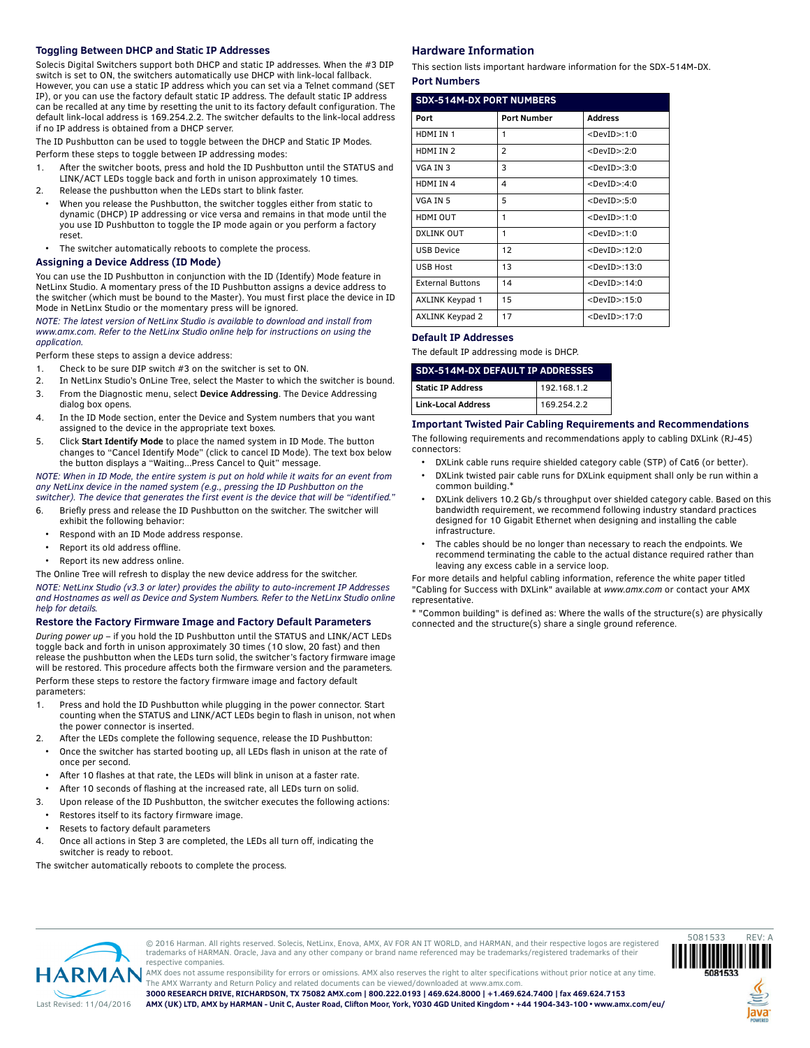## Toggling Between DHCP and Static IP Addresses

Solecis Digital Switchers support both DHCP and static IP addresses. When the #3 DIP switch is set to ON, the switchers automatically use DHCP with link-local fallback. However, you can use a static IP address which you can set via a Telnet command (SET IP), or you can use the factory default static IP address. The default static IP address can be recalled at any time by resetting the unit to its factory default configuration. The default link-local address is 169.254.2.2. The switcher defaults to the link-local address if no IP address is obtained from a DHCP server.

The ID Pushbutton can be used to toggle between the DHCP and Static IP Modes.

Perform these steps to toggle between IP addressing modes:

1. After the switcher boots, press and hold the ID Pushbutton until the STATUS and LINK/ACT LEDs toggle back and forth in unison approximately 10 times.
2. Release the pushbutton when the LEDs start to blink faster.
   - When you release the Pushbutton, the switcher toggles either from static to dynamic (DHCP) IP addressing or vice versa and remains in that mode until the you use ID Pushbutton to toggle the IP mode again or you perform a factory reset.
   - The switcher automatically reboots to complete the process.

## Assigning a Device Address (ID Mode)

You can use the ID Pushbutton in conjunction with the ID (Identify) Mode feature in NetLinx Studio. A momentary press of the ID Pushbutton assigns a device address to the switcher (which must be bound to the Master). You must first place the device in ID Mode in NetLinx Studio or the momentary press will be ignored.

*NOTE: The latest version of NetLinx Studio is available to download and install from www.amx.com. Refer to the NetLinx Studio online help for instructions on using the application.*

Perform these steps to assign a device address:

1. Check to be sure DIP switch #3 on the switcher is set to ON.
2. In NetLinx Studio's OnLine Tree, select the Master to which the switcher is bound.
3. From the Diagnostic menu, select **Device Addressing**. The Device Addressing dialog box opens.
4. In the ID Mode section, enter the Device and System numbers that you want assigned to the device in the appropriate text boxes.
5. Click **Start Identify Mode** to place the named system in ID Mode. The button changes to "Cancel Identify Mode" (click to cancel ID Mode). The text box below the button displays a "Waiting...Press Cancel to Quit" message.

*NOTE: When in ID Mode, the entire system is put on hold while it waits for an event from any NetLinx device in the named system (e.g., pressing the ID Pushbutton on the switcher). The device that generates the first event is the device that will be "identified."*

6. Briefly press and release the ID Pushbutton on the switcher. The switcher will exhibit the following behavior:
   - Respond with an ID Mode address response.
   - Report its old address offline.
   - Report its new address online.

The Online Tree will refresh to display the new device address for the switcher.

*NOTE: NetLinx Studio (v3.3 or later) provides the ability to auto-increment IP Addresses and Hostnames as well as Device and System Numbers. Refer to the NetLinx Studio online help for details.*

## Restore the Factory Firmware Image and Factory Default Parameters

*During power up* – if you hold the ID Pushbutton until the STATUS and LINK/ACT LEDs toggle back and forth in unison approximately 30 times (10 slow, 20 fast) and then release the pushbutton when the LEDs turn solid, the switcher's factory firmware image will be restored. This procedure affects both the firmware version and the parameters.

Perform these steps to restore the factory firmware image and factory default parameters:

1. Press and hold the ID Pushbutton while plugging in the power connector. Start counting when the STATUS and LINK/ACT LEDs begin to flash in unison, not when the power connector is inserted.
2. After the LEDs complete the following sequence, release the ID Pushbutton:
   - Once the switcher has started booting up, all LEDs flash in unison at the rate of once per second.
   - After 10 flashes at that rate, the LEDs will blink in unison at a faster rate.
   - After 10 seconds of flashing at the increased rate, all LEDs turn on solid.
3. Upon release of the ID Pushbutton, the switcher executes the following actions:
   - Restores itself to its factory firmware image.
   - Resets to factory default parameters
4. Once all actions in Step 3 are completed, the LEDs all turn off, indicating the switcher is ready to reboot.

The switcher automatically reboots to complete the process.

## Hardware Information

This section lists important hardware information for the SDX-514M-DX.

### Port Numbers

| SDX-514M-DX PORT NUMBERS | | |
|---|---|---|
| **Port** | **Port Number** | **Address** |
| HDMI IN 1 | 1 | <DevID>:1:0 |
| HDMI IN 2 | 2 | <DevID>:2:0 |
| VGA IN 3 | 3 | <DevID>:3:0 |
| HDMI IN 4 | 4 | <DevID>:4:0 |
| VGA IN 5 | 5 | <DevID>:5:0 |
| HDMI OUT | 1 | <DevID>:1:0 |
| DXLINK OUT | 1 | <DevID>:1:0 |
| USB Device | 12 | <DevID>:12:0 |
| USB Host | 13 | <DevID>:13:0 |
| External Buttons | 14 | <DevID>:14:0 |
| AXLINK Keypad 1 | 15 | <DevID>:15:0 |
| AXLINK Keypad 2 | 17 | <DevID>:17:0 |

### Default IP Addresses

The default IP addressing mode is DHCP.

| SDX-514M-DX DEFAULT IP ADDRESSES | |
|---|---|
| **Static IP Address** | 192.168.1.2 |
| **Link-Local Address** | 169.254.2.2 |

### Important Twisted Pair Cabling Requirements and Recommendations

The following requirements and recommendations apply to cabling DXLink (RJ-45) connectors:

- DXLink cable runs require shielded category cable (STP) of Cat6 (or better).
- DXLink twisted pair cable runs for DXLink equipment shall only be run within a common building.*
- DXLink delivers 10.2 Gb/s throughput over shielded category cable. Based on this bandwidth requirement, we recommend following industry standard practices designed for 10 Gigabit Ethernet when designing and installing the cable infrastructure.
- The cables should be no longer than necessary to reach the endpoints. We recommend terminating the cable to the actual distance required rather than leaving any excess cable in a service loop.

For more details and helpful cabling information, reference the white paper titled "Cabling for Success with DXLink" available at *www.amx.com* or contact your AMX representative.

* "Common building" is defined as: Where the walls of the structure(s) are physically connected and the structure(s) share a single ground reference.

© 2016 Harman. All rights reserved. Solecis, NetLinx, Enova, AMX, AV FOR AN IT WORLD, and HARMAN, and their respective logos are registered trademarks of HARMAN. Oracle, Java and any other company or brand name referenced may be trademarks/registered trademarks of their respective companies.

AMX does not assume responsibility for errors or omissions. AMX also reserves the right to alter specifications without prior notice at any time. The AMX Warranty and Return Policy and related documents can be viewed/downloaded at www.amx.com.

**3000 RESEARCH DRIVE, RICHARDSON, TX 75082 AMX.com | 800.222.0193 | 469.624.8000 | +1.469.624.7400 | fax 469.624.7153**

**AMX (UK) LTD, AMX by HARMAN - Unit C, Auster Road, Clifton Moor, York, YO30 4GD United Kingdom • +44 1904-343-100 • www.amx.com/eu/**

Last Revised: 11/04/2016

5081533 REV: A